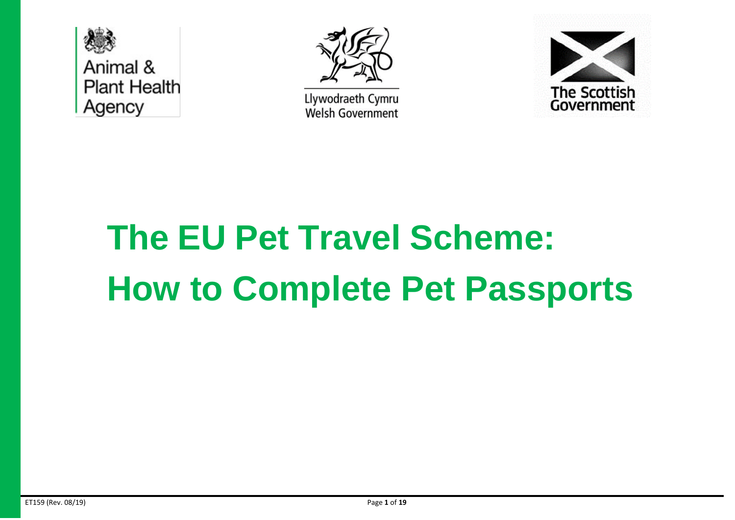Animal & Plant Health Agency

Llywodraeth Cymru
Welsh Government

The Scottish Government

# The EU Pet Travel Scheme: How to Complete Pet Passports

ET159 (Rev. 08/19)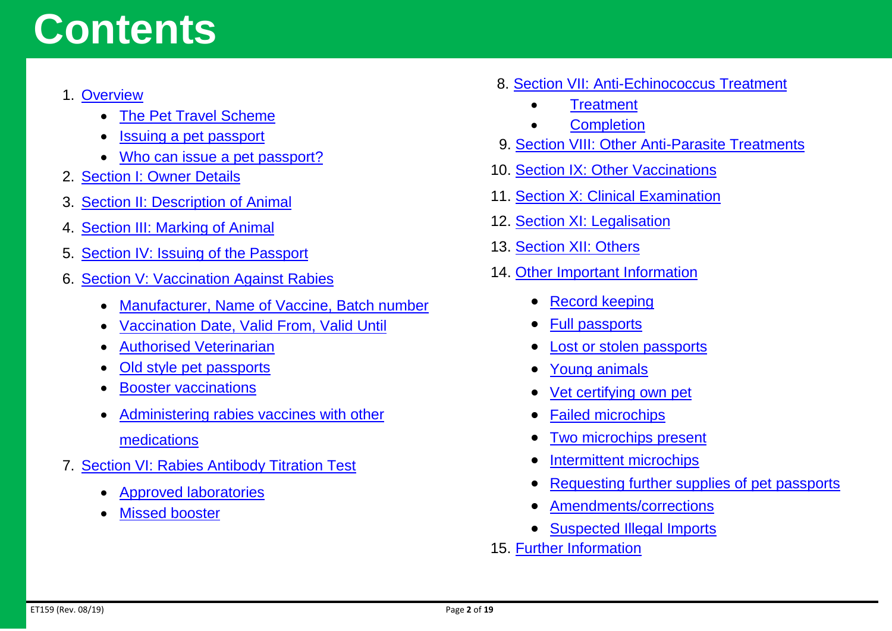# Contents

1. Overview
    - The Pet Travel Scheme
    - Issuing a pet passport
    - Who can issue a pet passport?
2. Section I: Owner Details
3. Section II: Description of Animal
4. Section III: Marking of Animal
5. Section IV: Issuing of the Passport
6. Section V: Vaccination Against Rabies
    - Manufacturer, Name of Vaccine, Batch number
    - Vaccination Date, Valid From, Valid Until
    - Authorised Veterinarian
    - Old style pet passports
    - Booster vaccinations
    - Administering rabies vaccines with other medications
7. Section VI: Rabies Antibody Titration Test
    - Approved laboratories
    - Missed booster
8. Section VII: Anti-Echinococcus Treatment
    - Treatment
    - Completion
9. Section VIII: Other Anti-Parasite Treatments
10. Section IX: Other Vaccinations
11. Section X: Clinical Examination
12. Section XI: Legalisation
13. Section XII: Others
14. Other Important Information
    - Record keeping
    - Full passports
    - Lost or stolen passports
    - Young animals
    - Vet certifying own pet
    - Failed microchips
    - Two microchips present
    - Intermittent microchips
    - Requesting further supplies of pet passports
    - Amendments/corrections
    - Suspected Illegal Imports
15. Further Information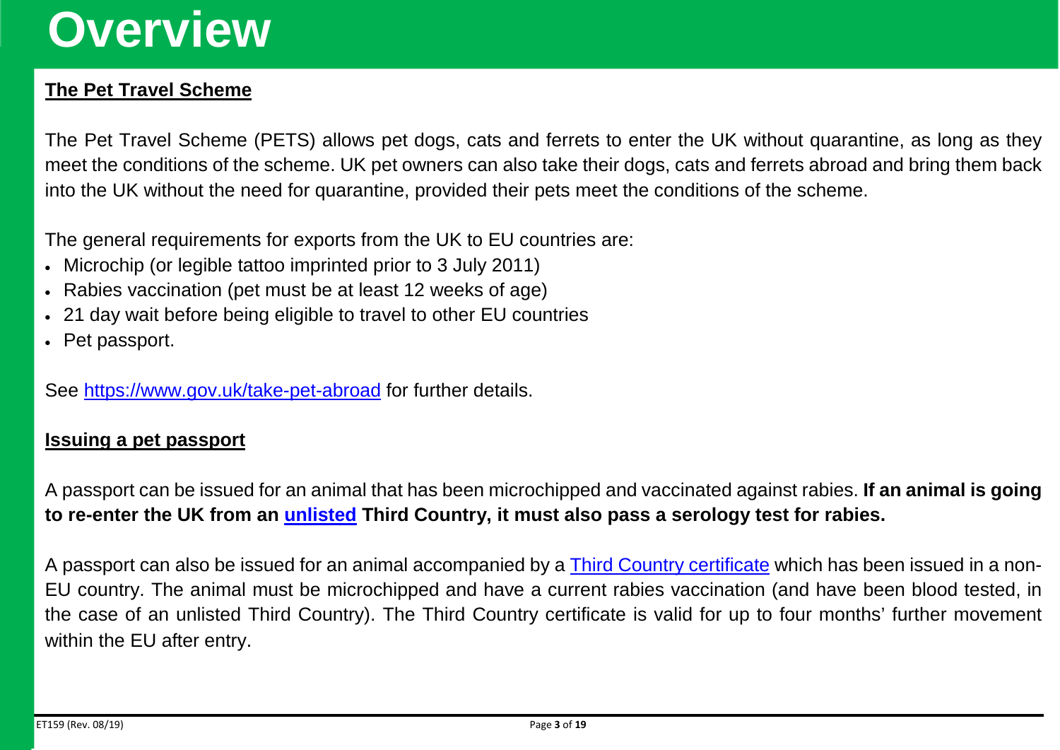# Overview

## The Pet Travel Scheme

The Pet Travel Scheme (PETS) allows pet dogs, cats and ferrets to enter the UK without quarantine, as long as they meet the conditions of the scheme. UK pet owners can also take their dogs, cats and ferrets abroad and bring them back into the UK without the need for quarantine, provided their pets meet the conditions of the scheme.

The general requirements for exports from the UK to EU countries are:

- Microchip (or legible tattoo imprinted prior to 3 July 2011)
- Rabies vaccination (pet must be at least 12 weeks of age)
- 21 day wait before being eligible to travel to other EU countries
- Pet passport.

See [https://www.gov.uk/take-pet-abroad](https://www.gov.uk/take-pet-abroad) for further details.

## Issuing a pet passport

A passport can be issued for an animal that has been microchipped and vaccinated against rabies. **If an animal is going to re-enter the UK from an unlisted Third Country, it must also pass a serology test for rabies.**

A passport can also be issued for an animal accompanied by a Third Country certificate which has been issued in a non-EU country. The animal must be microchipped and have a current rabies vaccination (and have been blood tested, in the case of an unlisted Third Country). The Third Country certificate is valid for up to four months' further movement within the EU after entry.

ET159 (Rev. 08/19)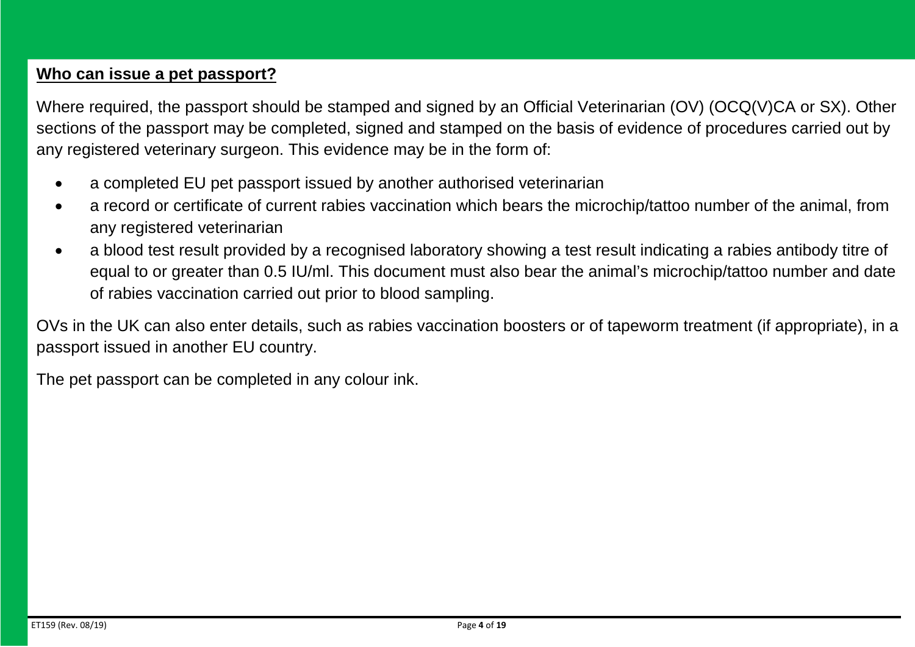## Who can issue a pet passport?

Where required, the passport should be stamped and signed by an Official Veterinarian (OV) (OCQ(V)CA or SX). Other sections of the passport may be completed, signed and stamped on the basis of evidence of procedures carried out by any registered veterinary surgeon. This evidence may be in the form of:

- a completed EU pet passport issued by another authorised veterinarian
- a record or certificate of current rabies vaccination which bears the microchip/tattoo number of the animal, from any registered veterinarian
- a blood test result provided by a recognised laboratory showing a test result indicating a rabies antibody titre of equal to or greater than 0.5 IU/ml. This document must also bear the animal's microchip/tattoo number and date of rabies vaccination carried out prior to blood sampling.

OVs in the UK can also enter details, such as rabies vaccination boosters or of tapeworm treatment (if appropriate), in a passport issued in another EU country.

The pet passport can be completed in any colour ink.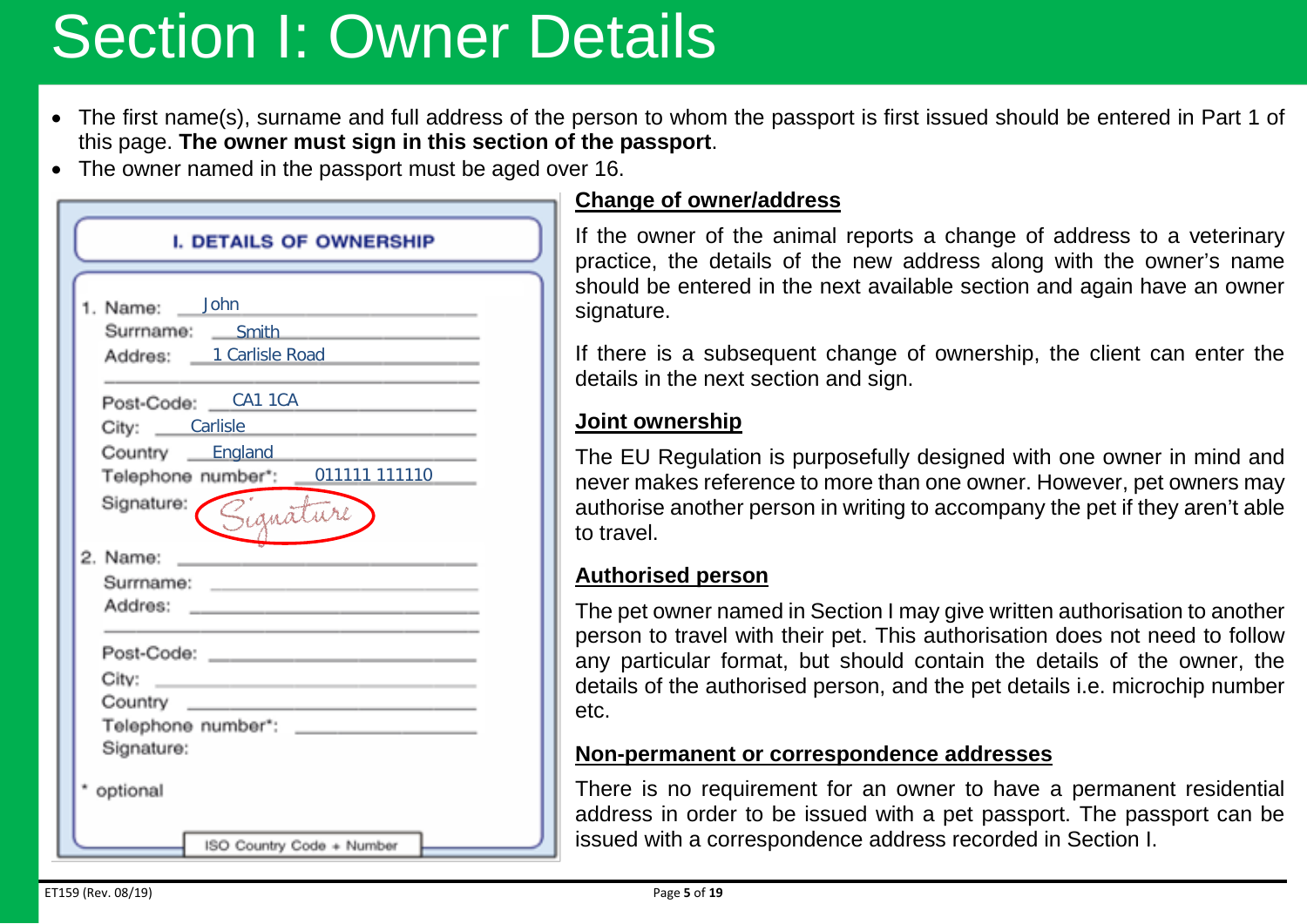# Section I: Owner Details

- The first name(s), surname and full address of the person to whom the passport is first issued should be entered in Part 1 of this page. **The owner must sign in this section of the passport**.
- The owner named in the passport must be aged over 16.

**I. DETAILS OF OWNERSHIP**

1. Name: John
   Surrname: Smith
   Addres: 1 Carlisle Road
   Post-Code: CA1 1CA
   City: Carlisle
   Country England
   Telephone number*: 011111 111110
   Signature: Signature

2. Name:
   Surrname:
   Addres:
   Post-Code:
   City:
   Country
   Telephone number*:
   Signature:

\* optional

ISO Country Code + Number

## Change of owner/address

If the owner of the animal reports a change of address to a veterinary practice, the details of the new address along with the owner's name should be entered in the next available section and again have an owner signature.

If there is a subsequent change of ownership, the client can enter the details in the next section and sign.

## Joint ownership

The EU Regulation is purposefully designed with one owner in mind and never makes reference to more than one owner. However, pet owners may authorise another person in writing to accompany the pet if they aren't able to travel.

## Authorised person

The pet owner named in Section I may give written authorisation to another person to travel with their pet. This authorisation does not need to follow any particular format, but should contain the details of the owner, the details of the authorised person, and the pet details i.e. microchip number etc.

## Non-permanent or correspondence addresses

There is no requirement for an owner to have a permanent residential address in order to be issued with a pet passport. The passport can be issued with a correspondence address recorded in Section I.

ET159 (Rev. 08/19)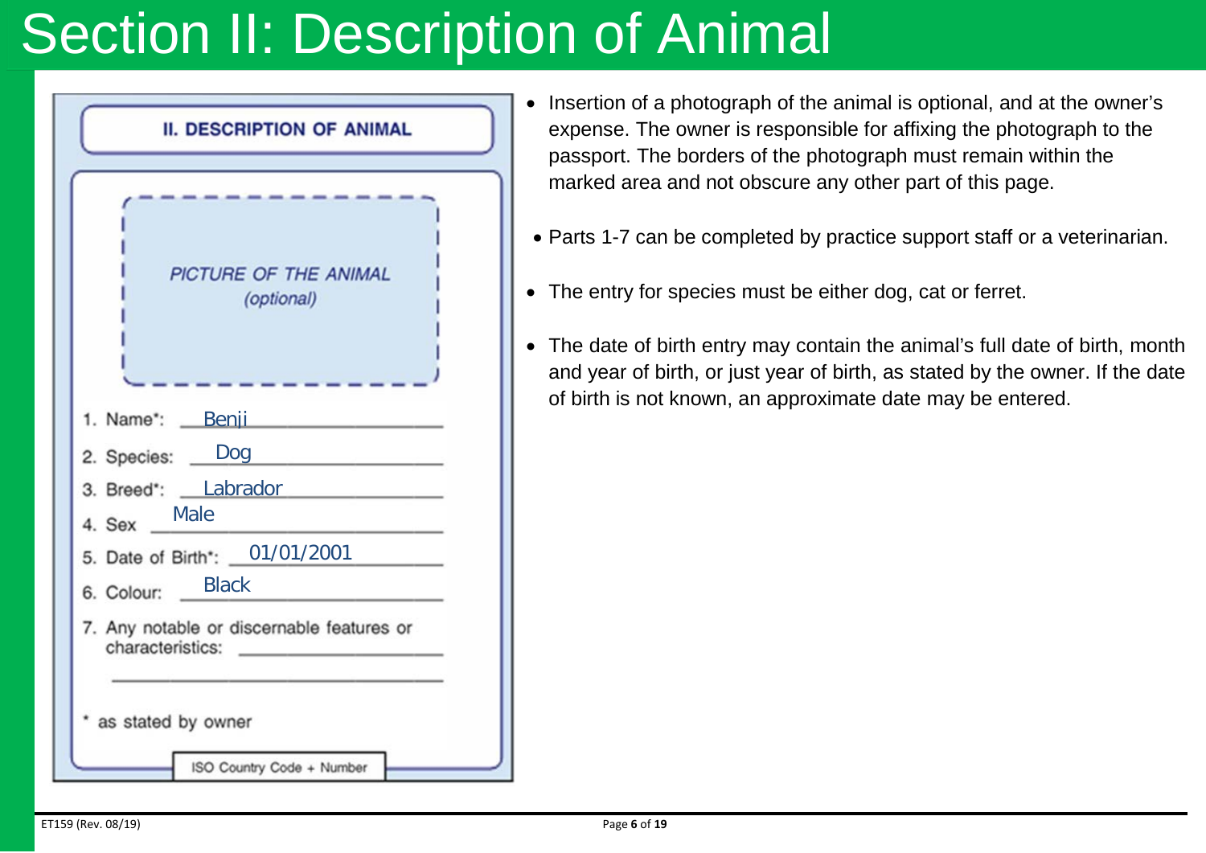# Section II: Description of Animal

**II. DESCRIPTION OF ANIMAL**

*PICTURE OF THE ANIMAL (optional)*

1. Name*: Benji
2. Species: Dog
3. Breed*: Labrador
4. Sex: Male
5. Date of Birth*: 01/01/2001
6. Colour: Black
7. Any notable or discernable features or characteristics:

\* as stated by owner

ISO Country Code + Number

- Insertion of a photograph of the animal is optional, and at the owner's expense. The owner is responsible for affixing the photograph to the passport. The borders of the photograph must remain within the marked area and not obscure any other part of this page.
- Parts 1-7 can be completed by practice support staff or a veterinarian.
- The entry for species must be either dog, cat or ferret.
- The date of birth entry may contain the animal's full date of birth, month and year of birth, or just year of birth, as stated by the owner. If the date of birth is not known, an approximate date may be entered.

ET159 (Rev. 08/19)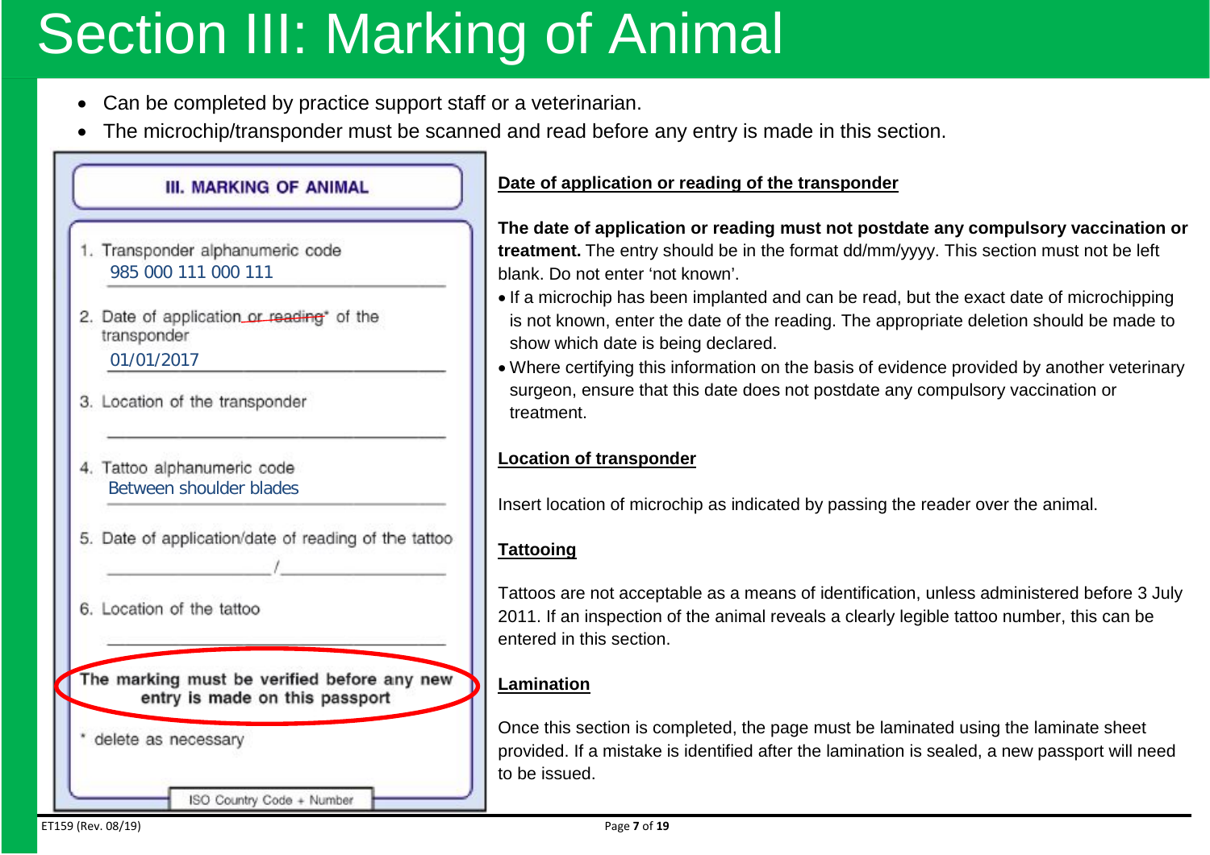# Section III: Marking of Animal

- Can be completed by practice support staff or a veterinarian.
- The microchip/transponder must be scanned and read before any entry is made in this section.

**III. MARKING OF ANIMAL**

1. Transponder alphanumeric code
   985 000 111 000 111
2. Date of application ~~or reading~~* of the transponder
   01/01/2017
3. Location of the transponder
4. Tattoo alphanumeric code
   Between shoulder blades
5. Date of application/date of reading of the tattoo
   ______/______
6. Location of the tattoo

**The marking must be verified before any new entry is made on this passport**

\* delete as necessary

ISO Country Code + Number

**Date of application or reading of the transponder**

**The date of application or reading must not postdate any compulsory vaccination or treatment.** The entry should be in the format dd/mm/yyyy. This section must not be left blank. Do not enter 'not known'.

- If a microchip has been implanted and can be read, but the exact date of microchipping is not known, enter the date of the reading. The appropriate deletion should be made to show which date is being declared.
- Where certifying this information on the basis of evidence provided by another veterinary surgeon, ensure that this date does not postdate any compulsory vaccination or treatment.

**Location of transponder**

Insert location of microchip as indicated by passing the reader over the animal.

**Tattooing**

Tattoos are not acceptable as a means of identification, unless administered before 3 July 2011. If an inspection of the animal reveals a clearly legible tattoo number, this can be entered in this section.

**Lamination**

Once this section is completed, the page must be laminated using the laminate sheet provided. If a mistake is identified after the lamination is sealed, a new passport will need to be issued.

ET159 (Rev. 08/19)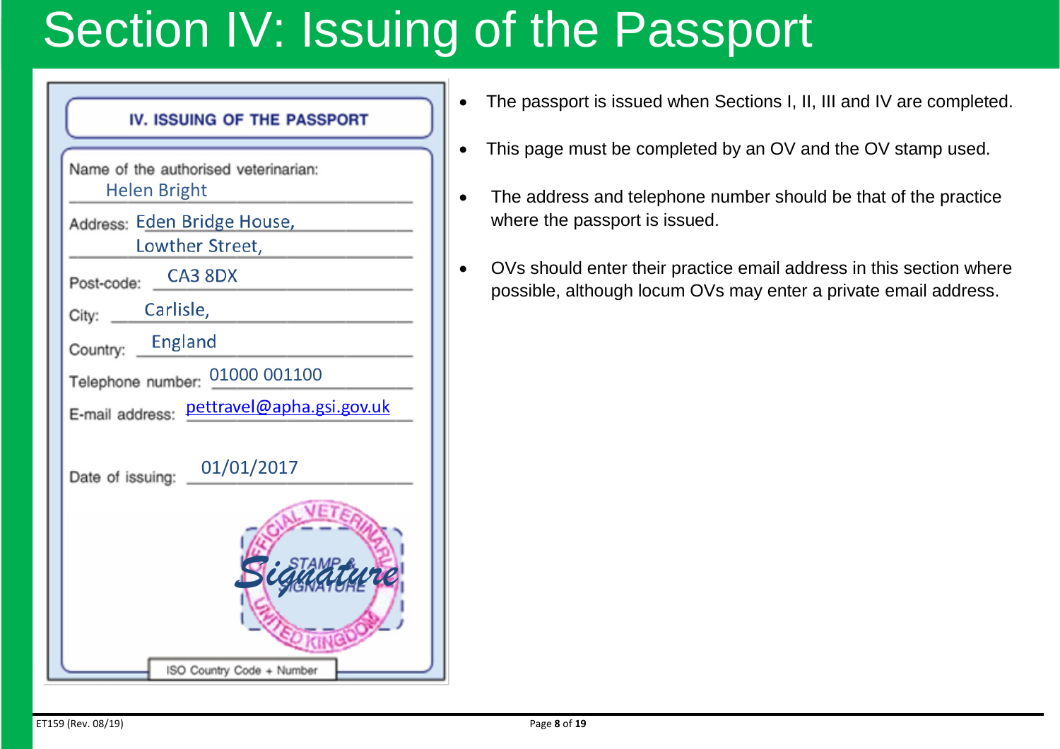# Section IV: Issuing of the Passport

**IV. ISSUING OF THE PASSPORT**

Name of the authorised veterinarian: Helen Bright

Address: Eden Bridge House, Lowther Street,

Post-code: CA3 8DX

City: Carlisle,

Country: England

Telephone number: 01000 001100

E-mail address: pettravel@apha.gsi.gov.uk

Date of issuing: 01/01/2017

OFFICIAL VETERINARIAN – UNITED KINGDOM

STAMP & SIGNATURE

Signature

ISO Country Code + Number

- The passport is issued when Sections I, II, III and IV are completed.
- This page must be completed by an OV and the OV stamp used.
- The address and telephone number should be that of the practice where the passport is issued.
- OVs should enter their practice email address in this section where possible, although locum OVs may enter a private email address.

ET159 (Rev. 08/19)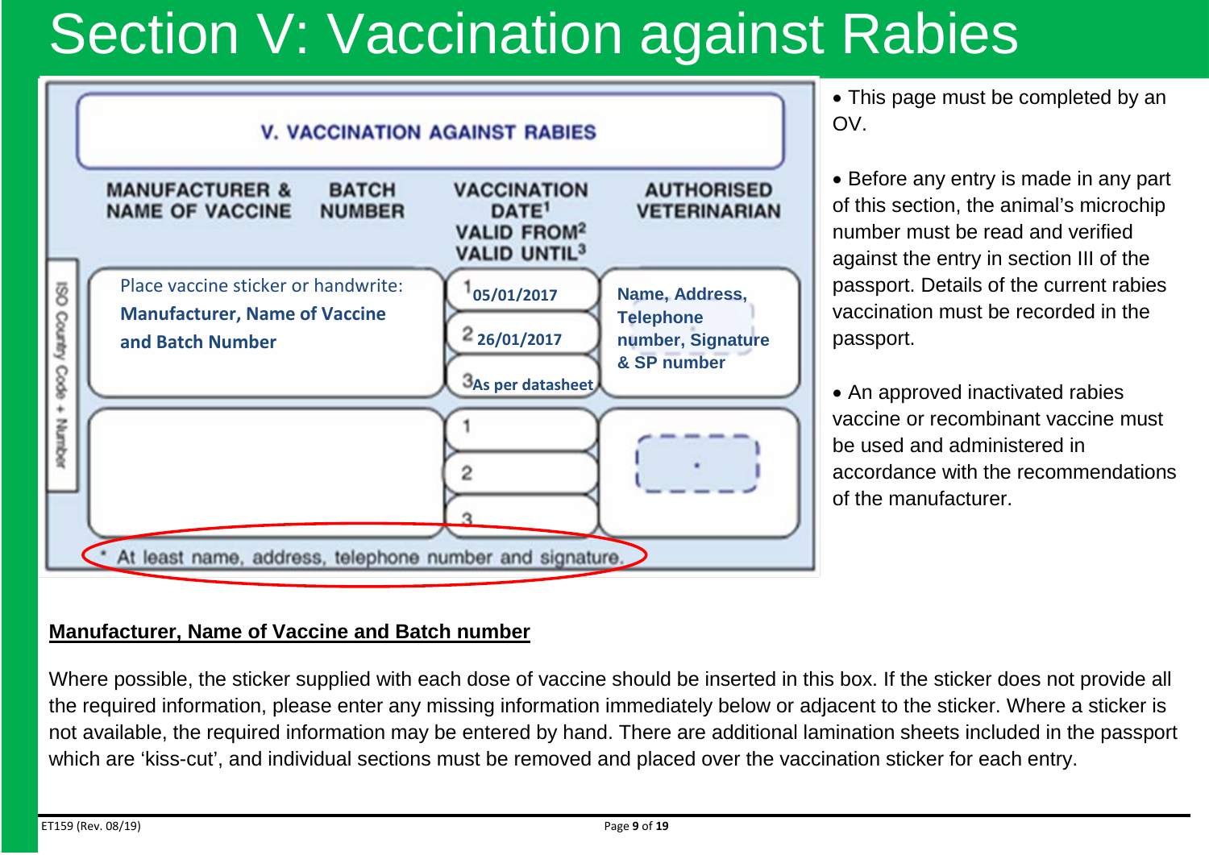# Section V: Vaccination against Rabies

**V. VACCINATION AGAINST RABIES**

| MANUFACTURER & NAME OF VACCINE | BATCH NUMBER | VACCINATION DATE[1] VALID FROM[2] VALID UNTIL[3] | AUTHORISED VETERINARIAN |
|---|---|---|---|
| Place vaccine sticker or handwrite: **Manufacturer, Name of Vaccine and Batch Number** | | [1] **05/01/2017** [2] **26/01/2017** [3] **As per datasheet** | **Name, Address, Telephone number, Signature & SP number** |
| | | 1 2 3 | * |

ISO Country Code + Number

\* At least name, address, telephone number and signature.

- This page must be completed by an OV.
- Before any entry is made in any part of this section, the animal's microchip number must be read and verified against the entry in section III of the passport. Details of the current rabies vaccination must be recorded in the passport.
- An approved inactivated rabies vaccine or recombinant vaccine must be used and administered in accordance with the recommendations of the manufacturer.

**Manufacturer, Name of Vaccine and Batch number**

Where possible, the sticker supplied with each dose of vaccine should be inserted in this box. If the sticker does not provide all the required information, please enter any missing information immediately below or adjacent to the sticker. Where a sticker is not available, the required information may be entered by hand. There are additional lamination sheets included in the passport which are 'kiss-cut', and individual sections must be removed and placed over the vaccination sticker for each entry.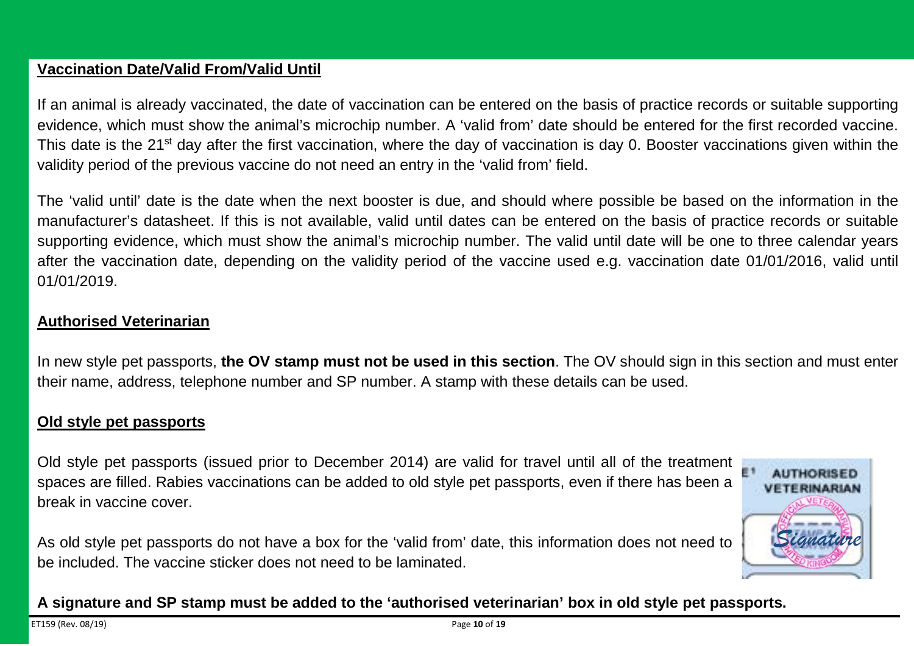## Vaccination Date/Valid From/Valid Until

If an animal is already vaccinated, the date of vaccination can be entered on the basis of practice records or suitable supporting evidence, which must show the animal's microchip number. A 'valid from' date should be entered for the first recorded vaccine. This date is the 21st day after the first vaccination, where the day of vaccination is day 0. Booster vaccinations given within the validity period of the previous vaccine do not need an entry in the 'valid from' field.

The 'valid until' date is the date when the next booster is due, and should where possible be based on the information in the manufacturer's datasheet. If this is not available, valid until dates can be entered on the basis of practice records or suitable supporting evidence, which must show the animal's microchip number. The valid until date will be one to three calendar years after the vaccination date, depending on the validity period of the vaccine used e.g. vaccination date 01/01/2016, valid until 01/01/2019.

## Authorised Veterinarian

In new style pet passports, **the OV stamp must not be used in this section**. The OV should sign in this section and must enter their name, address, telephone number and SP number. A stamp with these details can be used.

## Old style pet passports

Old style pet passports (issued prior to December 2014) are valid for travel until all of the treatment spaces are filled. Rabies vaccinations can be added to old style pet passports, even if there has been a break in vaccine cover.

As old style pet passports do not have a box for the 'valid from' date, this information does not need to be included. The vaccine sticker does not need to be laminated.

**A signature and SP stamp must be added to the 'authorised veterinarian' box in old style pet passports.**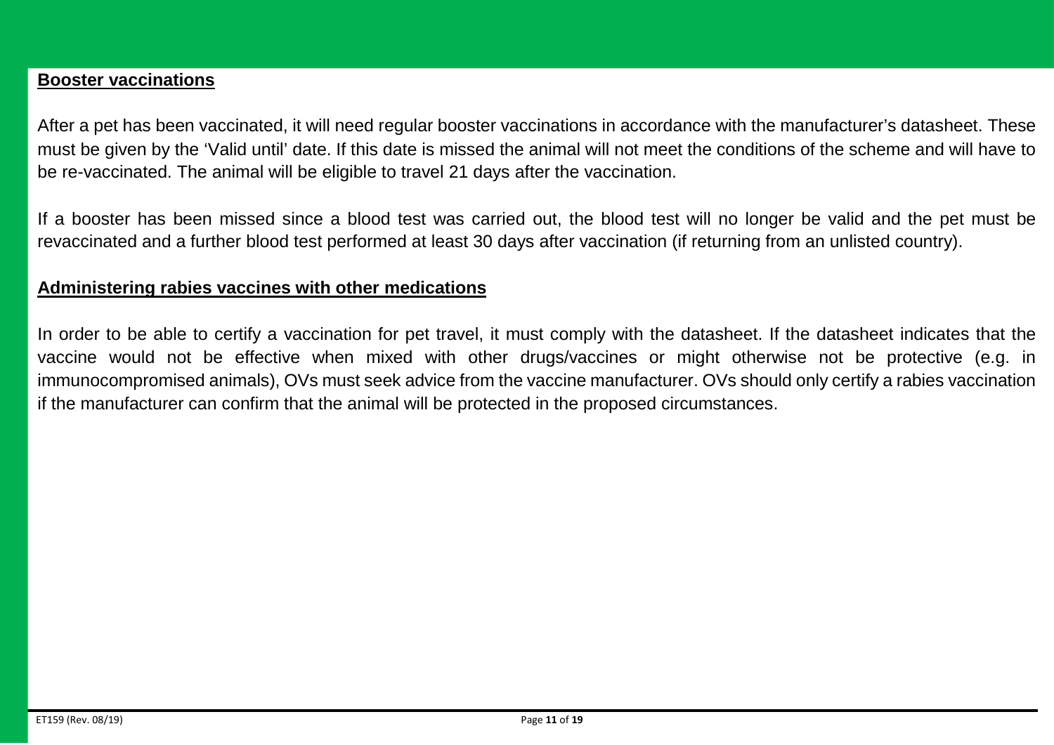## Booster vaccinations

After a pet has been vaccinated, it will need regular booster vaccinations in accordance with the manufacturer's datasheet. These must be given by the 'Valid until' date. If this date is missed the animal will not meet the conditions of the scheme and will have to be re-vaccinated. The animal will be eligible to travel 21 days after the vaccination.

If a booster has been missed since a blood test was carried out, the blood test will no longer be valid and the pet must be revaccinated and a further blood test performed at least 30 days after vaccination (if returning from an unlisted country).

## Administering rabies vaccines with other medications

In order to be able to certify a vaccination for pet travel, it must comply with the datasheet. If the datasheet indicates that the vaccine would not be effective when mixed with other drugs/vaccines or might otherwise not be protective (e.g. in immunocompromised animals), OVs must seek advice from the vaccine manufacturer. OVs should only certify a rabies vaccination if the manufacturer can confirm that the animal will be protected in the proposed circumstances.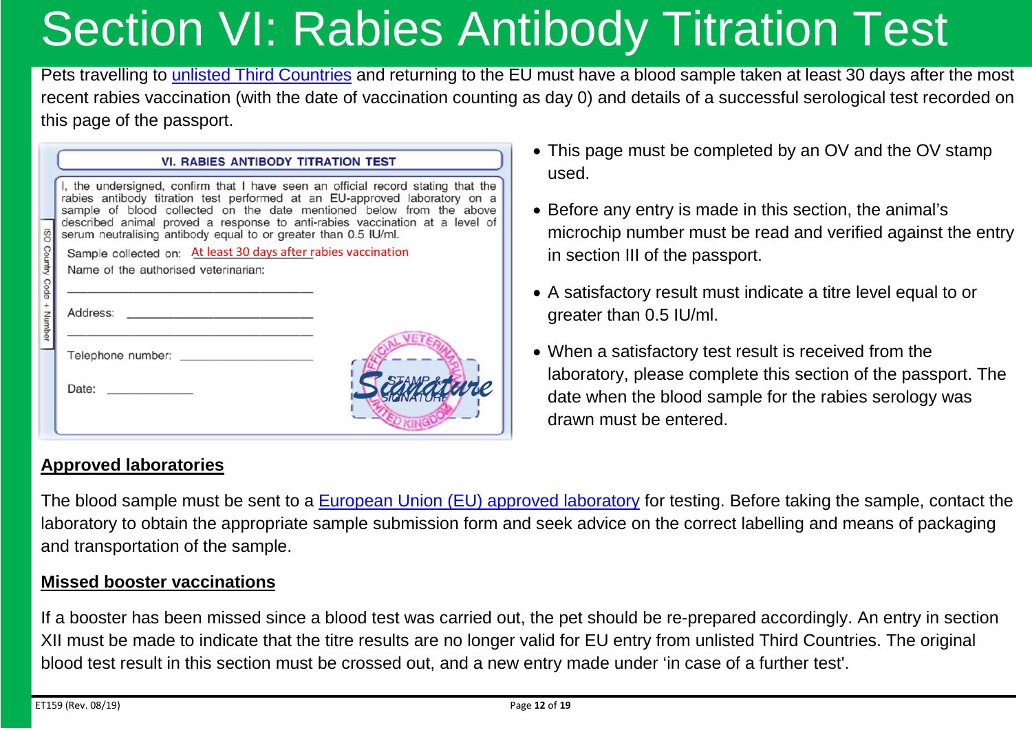# Section VI: Rabies Antibody Titration Test

Pets travelling to [unlisted Third Countries]() and returning to the EU must have a blood sample taken at least 30 days after the most recent rabies vaccination (with the date of vaccination counting as day 0) and details of a successful serological test recorded on this page of the passport.

**VI. RABIES ANTIBODY TITRATION TEST**

I, the undersigned, confirm that I have seen an official record stating that the rabies antibody titration test performed at an EU-approved laboratory on a sample of blood collected on the date mentioned below from the above described animal proved a response to anti-rabies vaccination at a level of serum neutralising antibody equal to or greater than 0.5 IU/ml.

Sample collected on: At least 30 days after rabies vaccination

Name of the authorised veterinarian:

Address:

Telephone number:

Date:

STAMP & SIGNATURE — Signature

- This page must be completed by an OV and the OV stamp used.
- Before any entry is made in this section, the animal's microchip number must be read and verified against the entry in section III of the passport.
- A satisfactory result must indicate a titre level equal to or greater than 0.5 IU/ml.
- When a satisfactory test result is received from the laboratory, please complete this section of the passport. The date when the blood sample for the rabies serology was drawn must be entered.

**Approved laboratories**

The blood sample must be sent to a [European Union (EU) approved laboratory]() for testing. Before taking the sample, contact the laboratory to obtain the appropriate sample submission form and seek advice on the correct labelling and means of packaging and transportation of the sample.

**Missed booster vaccinations**

If a booster has been missed since a blood test was carried out, the pet should be re-prepared accordingly. An entry in section XII must be made to indicate that the titre results are no longer valid for EU entry from unlisted Third Countries. The original blood test result in this section must be crossed out, and a new entry made under 'in case of a further test'.

ET159 (Rev. 08/19)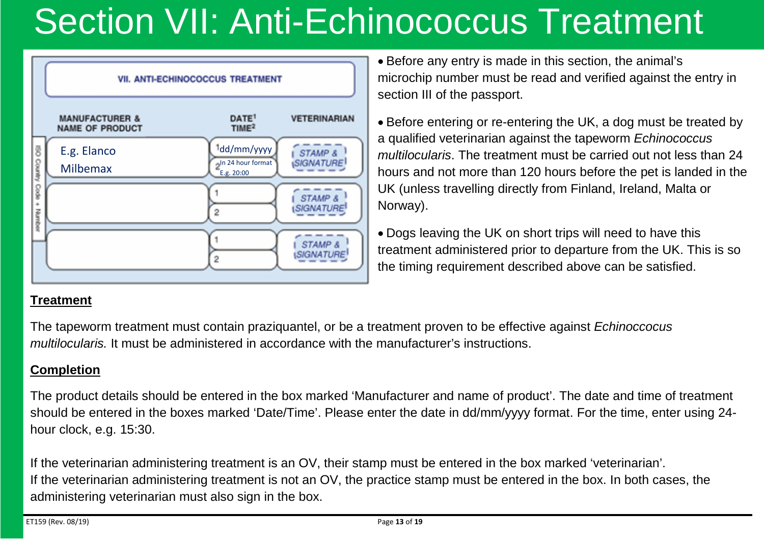# Section VII: Anti-Echinococcus Treatment

**VII. ANTI-ECHINOCOCCUS TREATMENT**

| MANUFACTURER & NAME OF PRODUCT | DATE[1] TIME[2] | VETERINARIAN |
|---|---|---|
| E.g. Elanco Milbemax | [1] dd/mm/yyyy [2] In 24 hour format E.g. 20:00 | STAMP & SIGNATURE |
| | [1] [2] | STAMP & SIGNATURE |
| | [1] [2] | STAMP & SIGNATURE |

ISO Country Code + Number

- Before any entry is made in this section, the animal's microchip number must be read and verified against the entry in section III of the passport.
- Before entering or re-entering the UK, a dog must be treated by a qualified veterinarian against the tapeworm *Echinococcus multilocularis*. The treatment must be carried out not less than 24 hours and not more than 120 hours before the pet is landed in the UK (unless travelling directly from Finland, Ireland, Malta or Norway).
- Dogs leaving the UK on short trips will need to have this treatment administered prior to departure from the UK. This is so the timing requirement described above can be satisfied.

**<u>Treatment</u>**

The tapeworm treatment must contain praziquantel, or be a treatment proven to be effective against *Echinoccocus multilocularis.* It must be administered in accordance with the manufacturer's instructions.

**<u>Completion</u>**

The product details should be entered in the box marked 'Manufacturer and name of product'. The date and time of treatment should be entered in the boxes marked 'Date/Time'. Please enter the date in dd/mm/yyyy format. For the time, enter using 24-hour clock, e.g. 15:30.

If the veterinarian administering treatment is an OV, their stamp must be entered in the box marked 'veterinarian'.
If the veterinarian administering treatment is not an OV, the practice stamp must be entered in the box. In both cases, the administering veterinarian must also sign in the box.

ET159 (Rev. 08/19)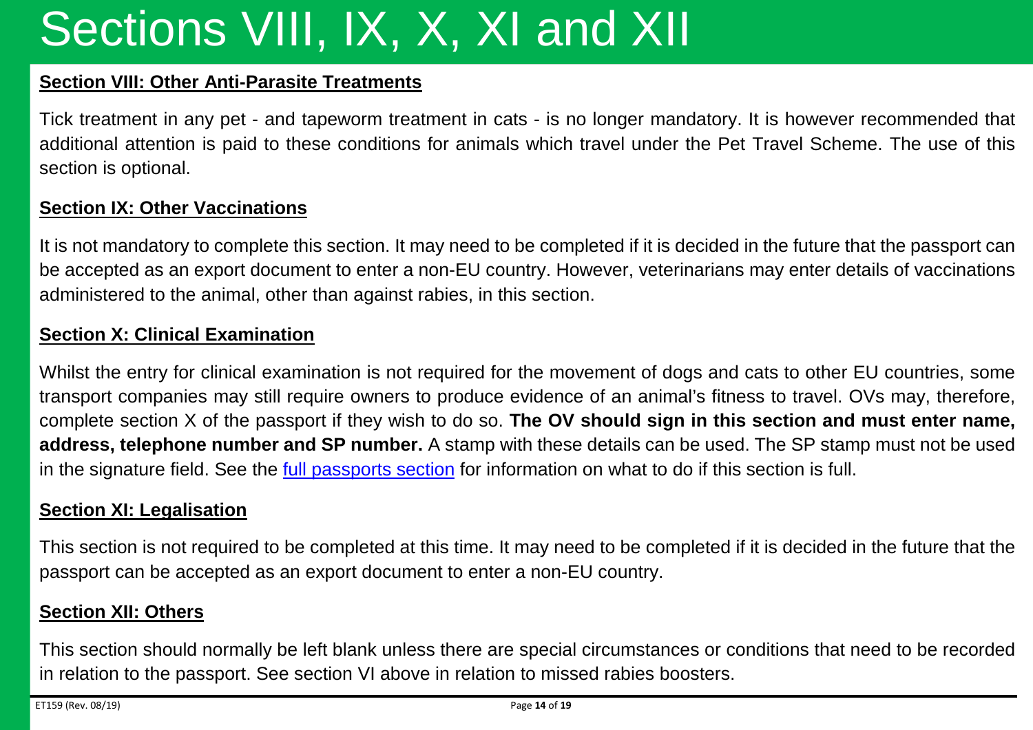# Sections VIII, IX, X, XI and XII

## Section VIII: Other Anti-Parasite Treatments

Tick treatment in any pet - and tapeworm treatment in cats - is no longer mandatory. It is however recommended that additional attention is paid to these conditions for animals which travel under the Pet Travel Scheme. The use of this section is optional.

## Section IX: Other Vaccinations

It is not mandatory to complete this section. It may need to be completed if it is decided in the future that the passport can be accepted as an export document to enter a non-EU country. However, veterinarians may enter details of vaccinations administered to the animal, other than against rabies, in this section.

## Section X: Clinical Examination

Whilst the entry for clinical examination is not required for the movement of dogs and cats to other EU countries, some transport companies may still require owners to produce evidence of an animal's fitness to travel. OVs may, therefore, complete section X of the passport if they wish to do so. **The OV should sign in this section and must enter name, address, telephone number and SP number.** A stamp with these details can be used. The SP stamp must not be used in the signature field. See the full passports section for information on what to do if this section is full.

## Section XI: Legalisation

This section is not required to be completed at this time. It may need to be completed if it is decided in the future that the passport can be accepted as an export document to enter a non-EU country.

## Section XII: Others

This section should normally be left blank unless there are special circumstances or conditions that need to be recorded in relation to the passport. See section VI above in relation to missed rabies boosters.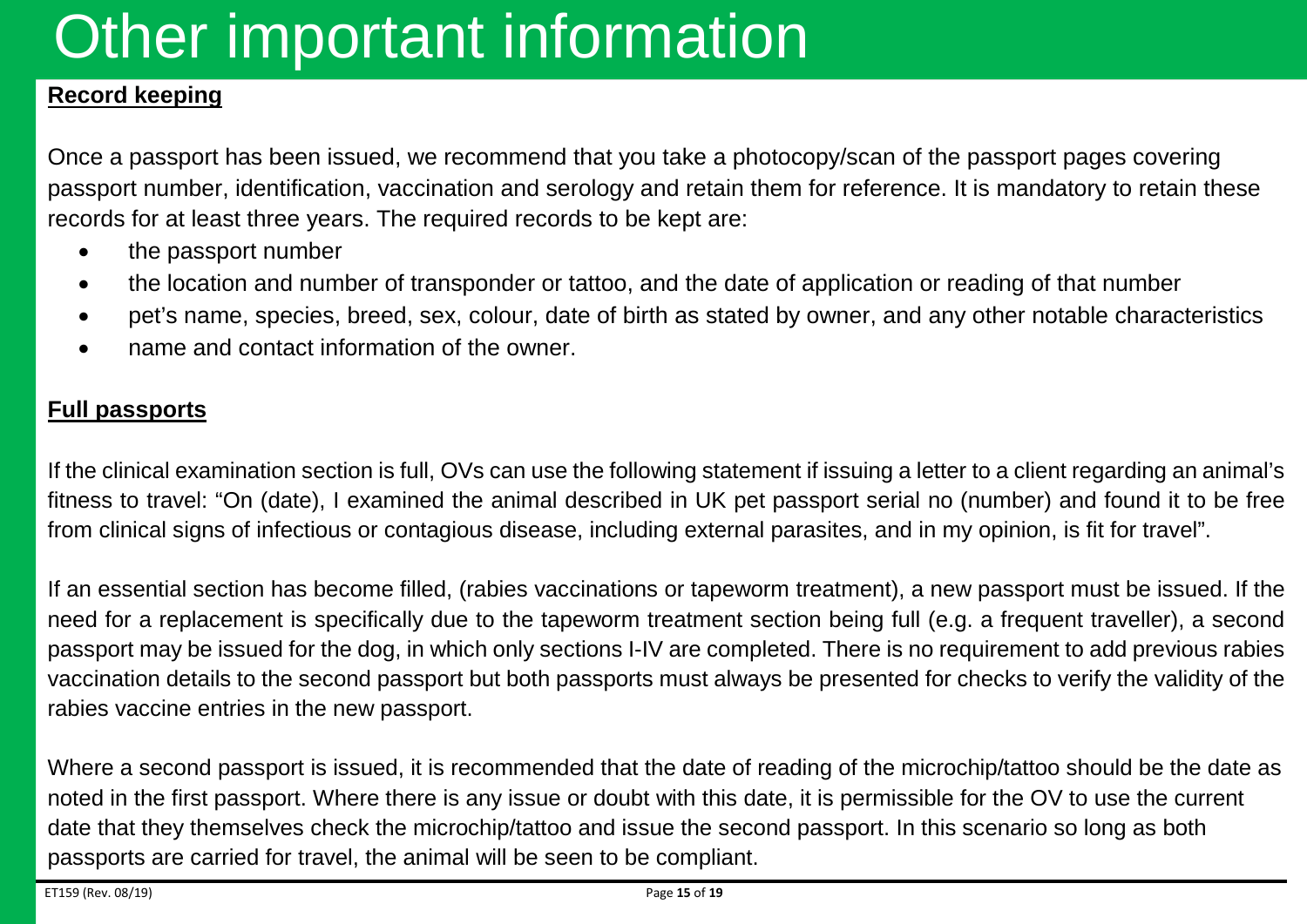# Other important information

**Record keeping**

Once a passport has been issued, we recommend that you take a photocopy/scan of the passport pages covering passport number, identification, vaccination and serology and retain them for reference. It is mandatory to retain these records for at least three years. The required records to be kept are:

- the passport number
- the location and number of transponder or tattoo, and the date of application or reading of that number
- pet's name, species, breed, sex, colour, date of birth as stated by owner, and any other notable characteristics
- name and contact information of the owner.

**Full passports**

If the clinical examination section is full, OVs can use the following statement if issuing a letter to a client regarding an animal's fitness to travel: "On (date), I examined the animal described in UK pet passport serial no (number) and found it to be free from clinical signs of infectious or contagious disease, including external parasites, and in my opinion, is fit for travel".

If an essential section has become filled, (rabies vaccinations or tapeworm treatment), a new passport must be issued. If the need for a replacement is specifically due to the tapeworm treatment section being full (e.g. a frequent traveller), a second passport may be issued for the dog, in which only sections I-IV are completed. There is no requirement to add previous rabies vaccination details to the second passport but both passports must always be presented for checks to verify the validity of the rabies vaccine entries in the new passport.

Where a second passport is issued, it is recommended that the date of reading of the microchip/tattoo should be the date as noted in the first passport. Where there is any issue or doubt with this date, it is permissible for the OV to use the current date that they themselves check the microchip/tattoo and issue the second passport. In this scenario so long as both passports are carried for travel, the animal will be seen to be compliant.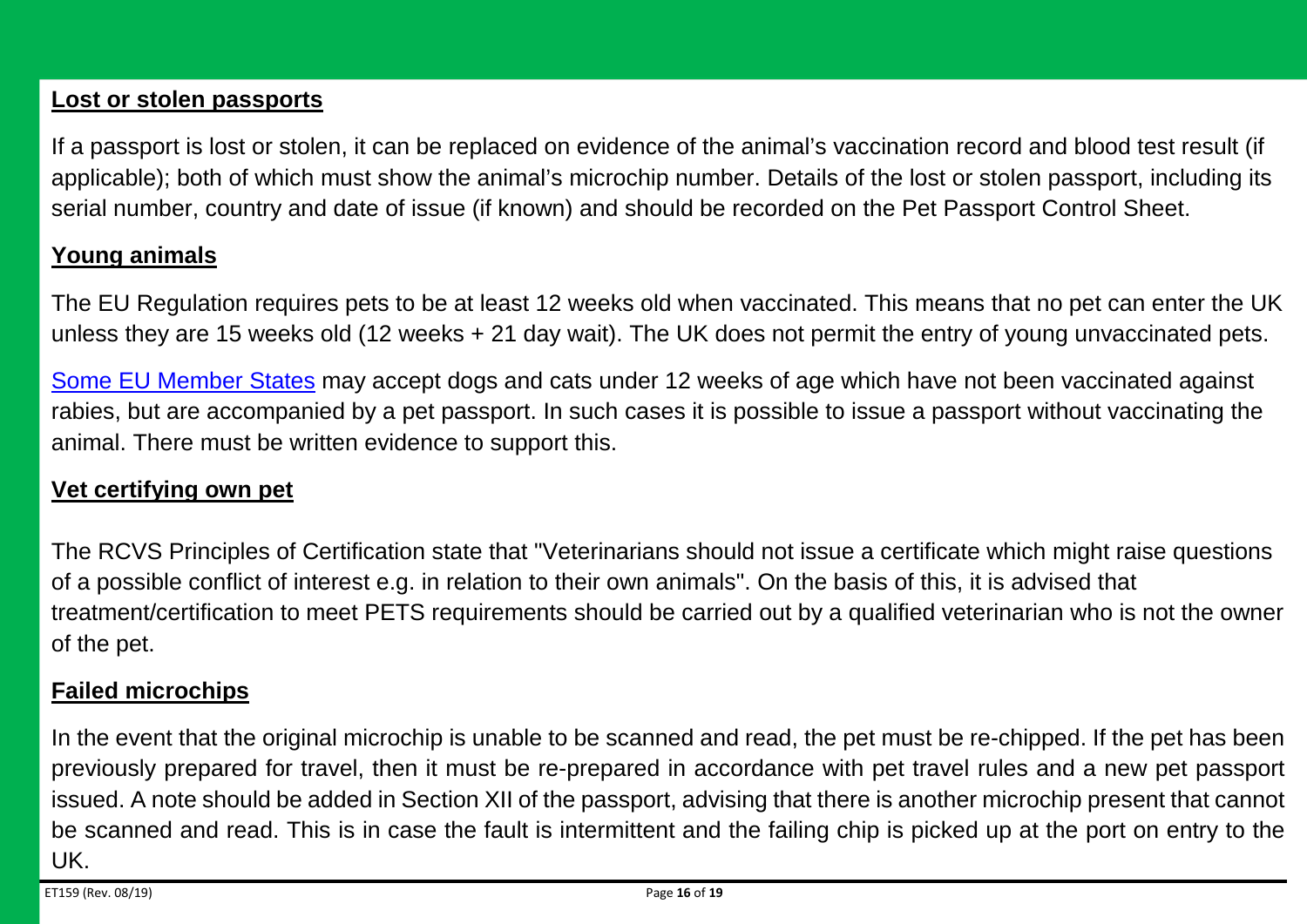**Lost or stolen passports**

If a passport is lost or stolen, it can be replaced on evidence of the animal's vaccination record and blood test result (if applicable); both of which must show the animal's microchip number. Details of the lost or stolen passport, including its serial number, country and date of issue (if known) and should be recorded on the Pet Passport Control Sheet.

**Young animals**

The EU Regulation requires pets to be at least 12 weeks old when vaccinated. This means that no pet can enter the UK unless they are 15 weeks old (12 weeks + 21 day wait). The UK does not permit the entry of young unvaccinated pets.

Some EU Member States may accept dogs and cats under 12 weeks of age which have not been vaccinated against rabies, but are accompanied by a pet passport. In such cases it is possible to issue a passport without vaccinating the animal. There must be written evidence to support this.

**Vet certifying own pet**

The RCVS Principles of Certification state that "Veterinarians should not issue a certificate which might raise questions of a possible conflict of interest e.g. in relation to their own animals". On the basis of this, it is advised that treatment/certification to meet PETS requirements should be carried out by a qualified veterinarian who is not the owner of the pet.

**Failed microchips**

In the event that the original microchip is unable to be scanned and read, the pet must be re-chipped. If the pet has been previously prepared for travel, then it must be re-prepared in accordance with pet travel rules and a new pet passport issued. A note should be added in Section XII of the passport, advising that there is another microchip present that cannot be scanned and read. This is in case the fault is intermittent and the failing chip is picked up at the port on entry to the UK.

ET159 (Rev. 08/19)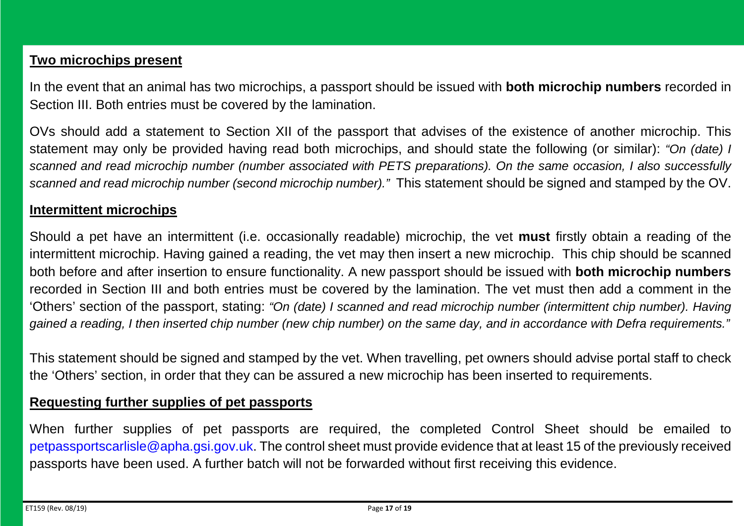## Two microchips present

In the event that an animal has two microchips, a passport should be issued with **both microchip numbers** recorded in Section III. Both entries must be covered by the lamination.

OVs should add a statement to Section XII of the passport that advises of the existence of another microchip. This statement may only be provided having read both microchips, and should state the following (or similar): *"On (date) I scanned and read microchip number (number associated with PETS preparations). On the same occasion, I also successfully scanned and read microchip number (second microchip number)."* This statement should be signed and stamped by the OV.

## Intermittent microchips

Should a pet have an intermittent (i.e. occasionally readable) microchip, the vet **must** firstly obtain a reading of the intermittent microchip. Having gained a reading, the vet may then insert a new microchip. This chip should be scanned both before and after insertion to ensure functionality. A new passport should be issued with **both microchip numbers** recorded in Section III and both entries must be covered by the lamination. The vet must then add a comment in the 'Others' section of the passport, stating: *"On (date) I scanned and read microchip number (intermittent chip number). Having gained a reading, I then inserted chip number (new chip number) on the same day, and in accordance with Defra requirements."*

This statement should be signed and stamped by the vet. When travelling, pet owners should advise portal staff to check the 'Others' section, in order that they can be assured a new microchip has been inserted to requirements.

## Requesting further supplies of pet passports

When further supplies of pet passports are required, the completed Control Sheet should be emailed to petpassportscarlisle@apha.gsi.gov.uk. The control sheet must provide evidence that at least 15 of the previously received passports have been used. A further batch will not be forwarded without first receiving this evidence.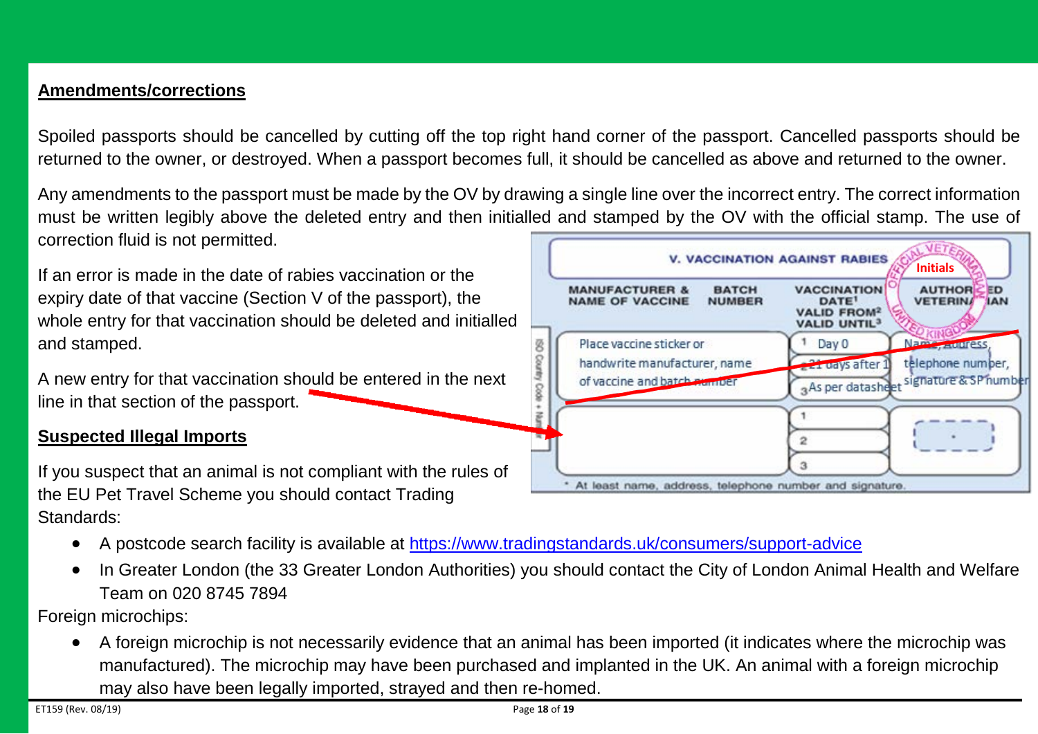## Amendments/corrections

Spoiled passports should be cancelled by cutting off the top right hand corner of the passport. Cancelled passports should be returned to the owner, or destroyed. When a passport becomes full, it should be cancelled as above and returned to the owner.

Any amendments to the passport must be made by the OV by drawing a single line over the incorrect entry. The correct information must be written legibly above the deleted entry and then initialled and stamped by the OV with the official stamp. The use of correction fluid is not permitted.

If an error is made in the date of rabies vaccination or the expiry date of that vaccine (Section V of the passport), the whole entry for that vaccination should be deleted and initialled and stamped.

A new entry for that vaccination should be entered in the next line in that section of the passport.

## Suspected Illegal Imports

If you suspect that an animal is not compliant with the rules of the EU Pet Travel Scheme you should contact Trading Standards:

- A postcode search facility is available at https://www.tradingstandards.uk/consumers/support-advice
- In Greater London (the 33 Greater London Authorities) you should contact the City of London Animal Health and Welfare Team on 020 8745 7894

Foreign microchips:

- A foreign microchip is not necessarily evidence that an animal has been imported (it indicates where the microchip was manufactured). The microchip may have been purchased and implanted in the UK. An animal with a foreign microchip may also have been legally imported, strayed and then re-homed.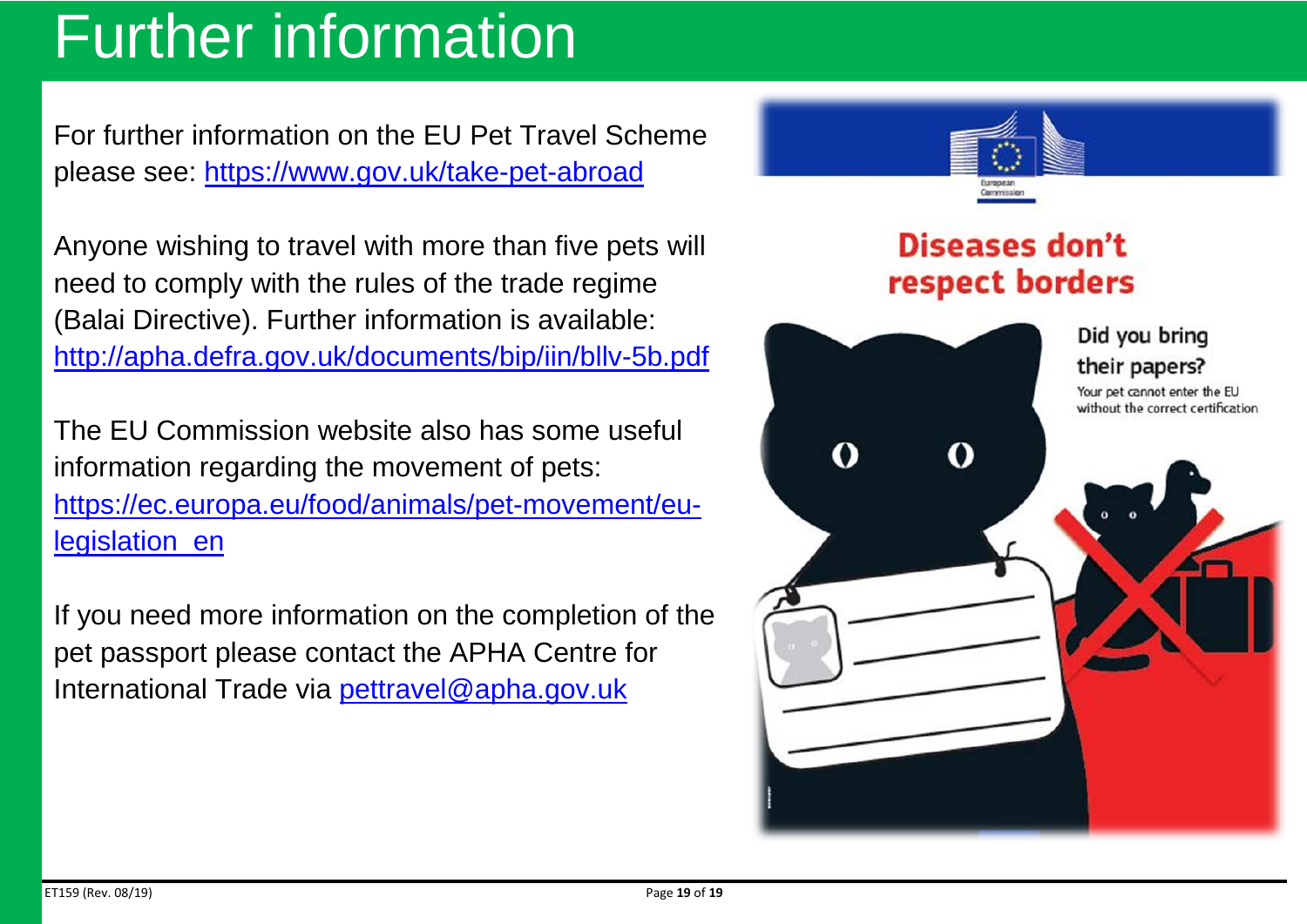# Further information

For further information on the EU Pet Travel Scheme please see: https://www.gov.uk/take-pet-abroad

Anyone wishing to travel with more than five pets will need to comply with the rules of the trade regime (Balai Directive). Further information is available: http://apha.defra.gov.uk/documents/bip/iin/bllv-5b.pdf

The EU Commission website also has some useful information regarding the movement of pets: https://ec.europa.eu/food/animals/pet-movement/eu-legislation_en

If you need more information on the completion of the pet passport please contact the APHA Centre for International Trade via pettravel@apha.gov.uk

European Commission

**Diseases don't respect borders**

Did you bring their papers?

Your pet cannot enter the EU without the correct certification

ET159 (Rev. 08/19)